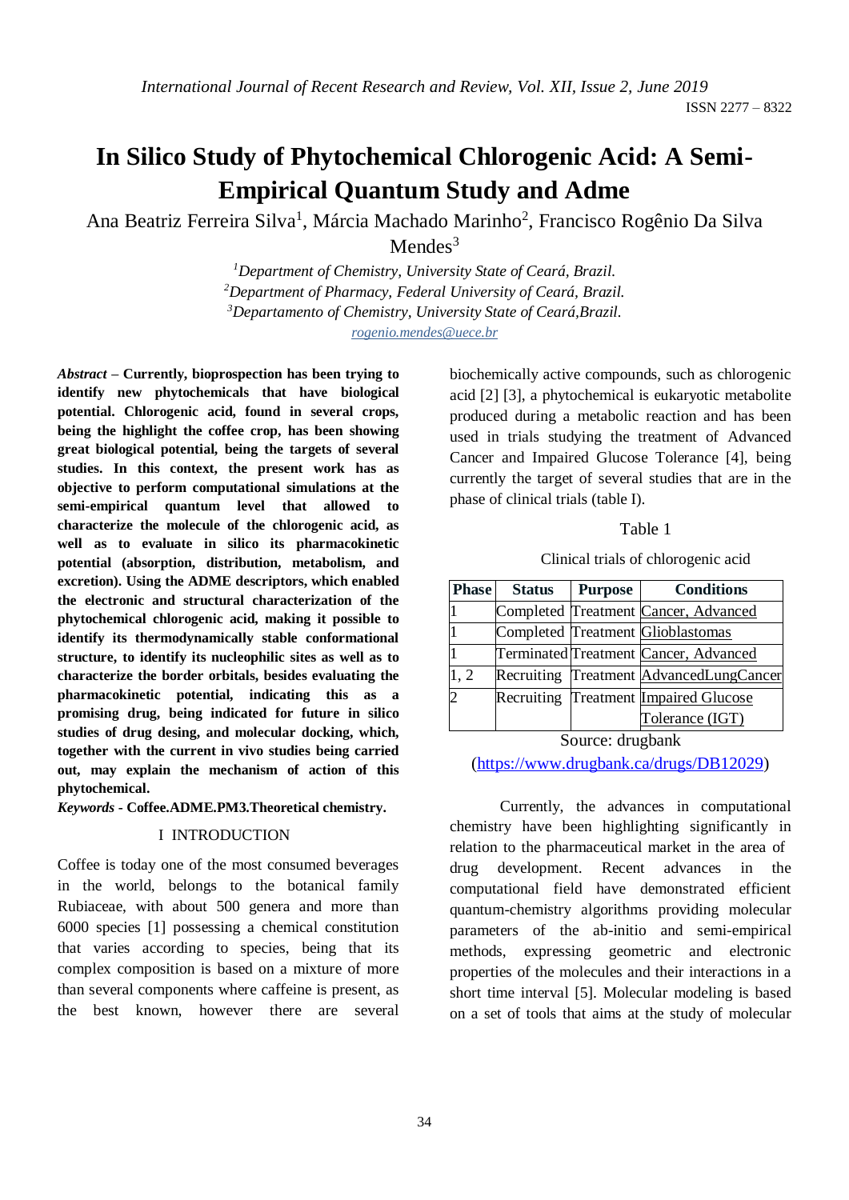# In Silico Study of Phytochemical Chlorogenic Acid: A Semi-Empirical Quantum Study and Adme

Ana Beatriz Ferreira Silva[1], Márcia Machado Marinho[2], Francisco Rogênio Da Silva Mendes[3]

[1]*Department of Chemistry, University State of Ceará, Brazil.*
[2]*Department of Pharmacy, Federal University of Ceará, Brazil.*
[3]*Departamento of Chemistry, University State of Ceará,Brazil.*
*rogenio.mendes@uece.br*

***Abstract*** **– Currently, bioprospection has been trying to identify new phytochemicals that have biological potential. Chlorogenic acid, found in several crops, being the highlight the coffee crop, has been showing great biological potential, being the targets of several studies. In this context, the present work has as objective to perform computational simulations at the semi-empirical quantum level that allowed to characterize the molecule of the chlorogenic acid, as well as to evaluate in silico its pharmacokinetic potential (absorption, distribution, metabolism, and excretion). Using the ADME descriptors, which enabled the electronic and structural characterization of the phytochemical chlorogenic acid, making it possible to identify its thermodynamically stable conformational structure, to identify its nucleophilic sites as well as to characterize the border orbitals, besides evaluating the pharmacokinetic potential, indicating this as a promising drug, being indicated for future in silico studies of drug desing, and molecular docking, which, together with the current in vivo studies being carried out, may explain the mechanism of action of this phytochemical.**

***Keywords*** **- Coffee.ADME.PM3.Theoretical chemistry.**

## I INTRODUCTION

Coffee is today one of the most consumed beverages in the world, belongs to the botanical family Rubiaceae, with about 500 genera and more than 6000 species [1] possessing a chemical constitution that varies according to species, being that its complex composition is based on a mixture of more than several components where caffeine is present, as the best known, however there are several biochemically active compounds, such as chlorogenic acid [2] [3], a phytochemical is eukaryotic metabolite produced during a metabolic reaction and has been used in trials studying the treatment of Advanced Cancer and Impaired Glucose Tolerance [4], being currently the target of several studies that are in the phase of clinical trials (table I).

Table 1

Clinical trials of chlorogenic acid

| Phase | Status | Purpose | Conditions |
|---|---|---|---|
| 1 | Completed | Treatment | Cancer, Advanced |
| 1 | Completed | Treatment | Glioblastomas |
| 1 | Terminated | Treatment | Cancer, Advanced |
| 1, 2 | Recruiting | Treatment | AdvancedLungCancer |
| 2 | Recruiting | Treatment | Impaired Glucose Tolerance (IGT) |

Source: drugbank (https://www.drugbank.ca/drugs/DB12029)

Currently, the advances in computational chemistry have been highlighting significantly in relation to the pharmaceutical market in the area of drug development. Recent advances in the computational field have demonstrated efficient quantum-chemistry algorithms providing molecular parameters of the ab-initio and semi-empirical methods, expressing geometric and electronic properties of the molecules and their interactions in a short time interval [5]. Molecular modeling is based on a set of tools that aims at the study of molecular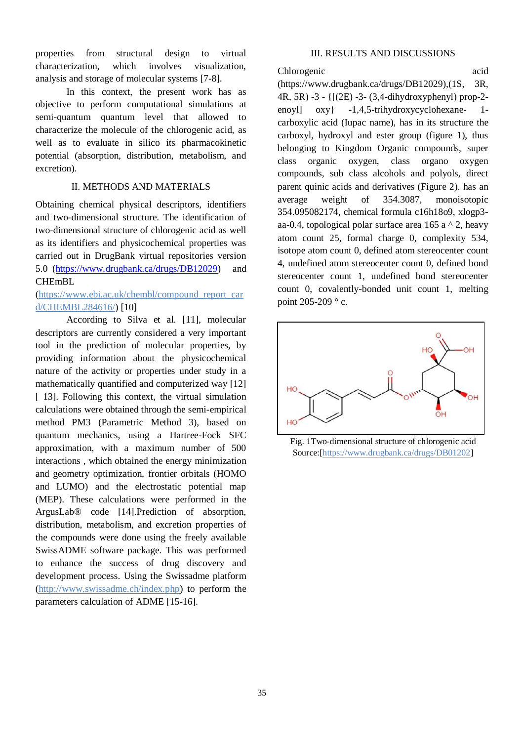properties from structural design to virtual characterization, which involves visualization, analysis and storage of molecular systems [7-8].

In this context, the present work has as objective to perform computational simulations at semi-quantum quantum level that allowed to characterize the molecule of the chlorogenic acid, as well as to evaluate in silico its pharmacokinetic potential (absorption, distribution, metabolism, and excretion).

## II. METHODS AND MATERIALS

Obtaining chemical physical descriptors, identifiers and two-dimensional structure. The identification of two-dimensional structure of chlorogenic acid as well as its identifiers and physicochemical properties was carried out in DrugBank virtual repositories version 5.0 (https://www.drugbank.ca/drugs/DB12029) and CHEmBL (https://www.ebi.ac.uk/chembl/compound_report_card/CHEMBL284616/) [10]

According to Silva et al. [11], molecular descriptors are currently considered a very important tool in the prediction of molecular properties, by providing information about the physicochemical nature of the activity or properties under study in a mathematically quantified and computerized way [12] [ 13]. Following this context, the virtual simulation calculations were obtained through the semi-empirical method PM3 (Parametric Method 3), based on quantum mechanics, using a Hartree-Fock SFC approximation, with a maximum number of 500 interactions , which obtained the energy minimization and geometry optimization, frontier orbitals (HOMO and LUMO) and the electrostatic potential map (MEP). These calculations were performed in the ArgusLab® code [14].Prediction of absorption, distribution, metabolism, and excretion properties of the compounds were done using the freely available SwissADME software package. This was performed to enhance the success of drug discovery and development process. Using the Swissadme platform (http://www.swissadme.ch/index.php) to perform the parameters calculation of ADME [15-16].

## III. RESULTS AND DISCUSSIONS

Chlorogenic acid (https://www.drugbank.ca/drugs/DB12029),(1S, 3R, 4R, 5R) -3 - {[(2E) -3- (3,4-dihydroxyphenyl) prop-2-enoyl] oxy} -1,4,5-trihydroxycyclohexane- 1-carboxylic acid (Iupac name), has in its structure the carboxyl, hydroxyl and ester group (figure 1), thus belonging to Kingdom Organic compounds, super class organic oxygen, class organo oxygen compounds, sub class alcohols and polyols, direct parent quinic acids and derivatives (Figure 2). has an average weight of 354.3087, monoisotopic 354.095082174, chemical formula c16h18o9, xlogp3-aa-0.4, topological polar surface area 165 a ^ 2, heavy atom count 25, formal charge 0, complexity 534, isotope atom count 0, defined atom stereocenter count 4, undefined atom stereocenter count 0, defined bond stereocenter count 1, undefined bond stereocenter count 0, covalently-bonded unit count 1, melting point 205-209 ° c.

Fig. 1Two-dimensional structure of chlorogenic acid
Source:[https://www.drugbank.ca/drugs/DB01202]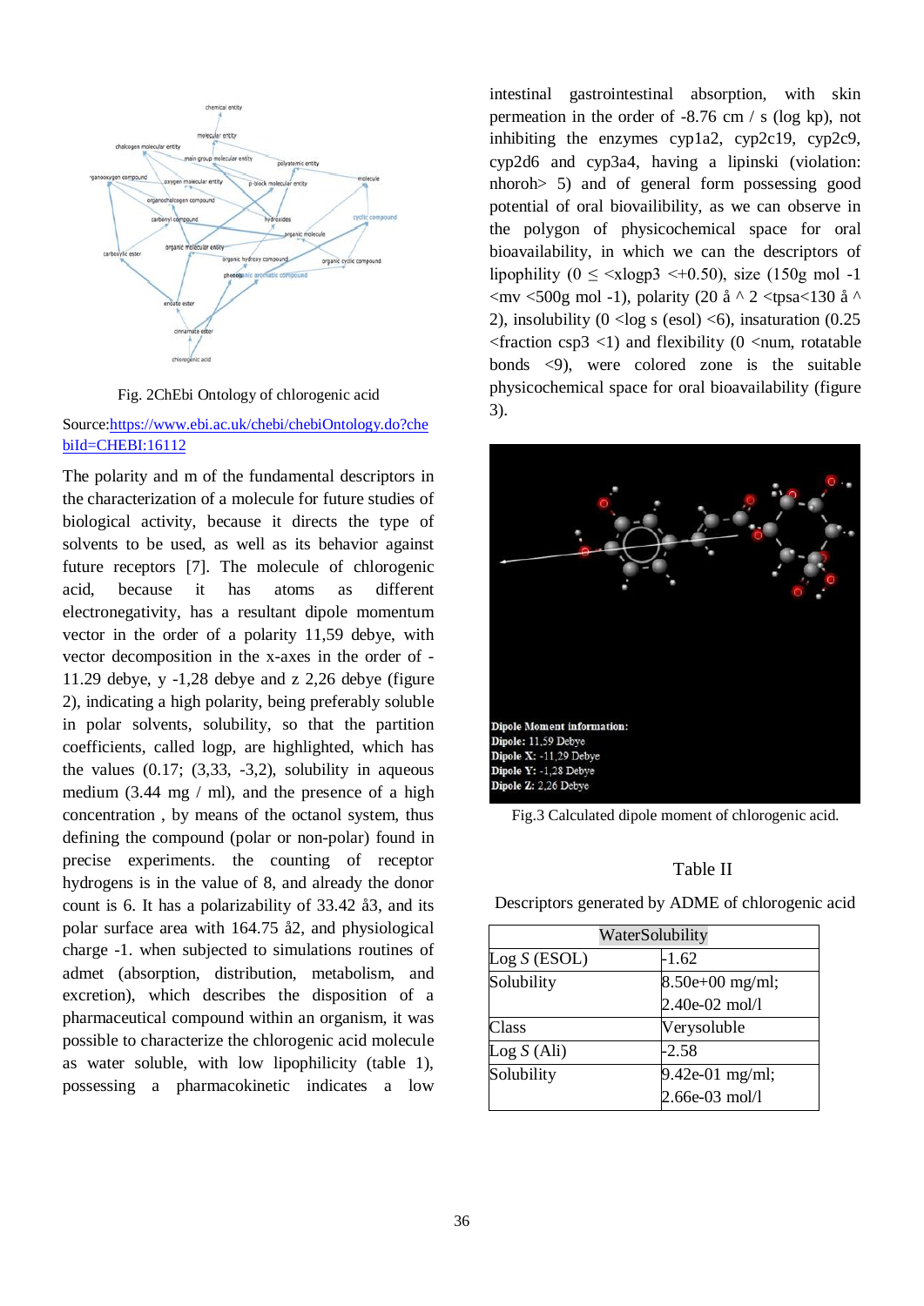Fig. 2ChEbi Ontology of chlorogenic acid

Source:[https://www.ebi.ac.uk/chebi/chebiOntology.do?chebiId=CHEBI:16112](https://www.ebi.ac.uk/chebi/chebiOntology.do?chebiId=CHEBI:16112)

The polarity and m of the fundamental descriptors in the characterization of a molecule for future studies of biological activity, because it directs the type of solvents to be used, as well as its behavior against future receptors [7]. The molecule of chlorogenic acid, because it has atoms as different electronegativity, has a resultant dipole momentum vector in the order of a polarity 11,59 debye, with vector decomposition in the x-axes in the order of -11.29 debye, y -1,28 debye and z 2,26 debye (figure 2), indicating a high polarity, being preferably soluble in polar solvents, solubility, so that the partition coefficients, called logp, are highlighted, which has the values (0.17; (3,33, -3,2), solubility in aqueous medium (3.44 mg / ml), and the presence of a high concentration , by means of the octanol system, thus defining the compound (polar or non-polar) found in precise experiments. the counting of receptor hydrogens is in the value of 8, and already the donor count is 6. It has a polarizability of 33.42 å3, and its polar surface area with 164.75 å2, and physiological charge -1. when subjected to simulations routines of admet (absorption, distribution, metabolism, and excretion), which describes the disposition of a pharmaceutical compound within an organism, it was possible to characterize the chlorogenic acid molecule as water soluble, with low lipophilicity (table 1), possessing a pharmacokinetic indicates a low intestinal gastrointestinal absorption, with skin permeation in the order of -8.76 cm / s (log kp), not inhibiting the enzymes cyp1a2, cyp2c19, cyp2c9, cyp2d6 and cyp3a4, having a lipinski (violation: nhoroh> 5) and of general form possessing good potential of oral biovailibility, as we can observe in the polygon of physicochemical space for oral bioavailability, in which we can the descriptors of lipophility (0 ≤ <xlogp3 <+0.50), size (150g mol -1 <mv <500g mol -1), polarity (20 å ^ 2 <tpsa<130 å ^ 2), insolubility (0 <log s (esol) <6), insaturation (0.25 <fraction csp3 <1) and flexibility (0 <num, rotatable bonds <9), were colored zone is the suitable physicochemical space for oral bioavailability (figure 3).

Dipole Moment information:
Dipole: 11,59 Debye
Dipole X: -11,29 Debye
Dipole Y: -1,28 Debye
Dipole Z: 2,26 Debye

Fig.3 Calculated dipole moment of chlorogenic acid.

Table II

Descriptors generated by ADME of chlorogenic acid

| WaterSolubility | |
|---|---|
| Log *S* (ESOL) | -1.62 |
| Solubility | 8.50e+00 mg/ml; 2.40e-02 mol/l |
| Class | Verysoluble |
| Log *S* (Ali) | -2.58 |
| Solubility | 9.42e-01 mg/ml; 2.66e-03 mol/l |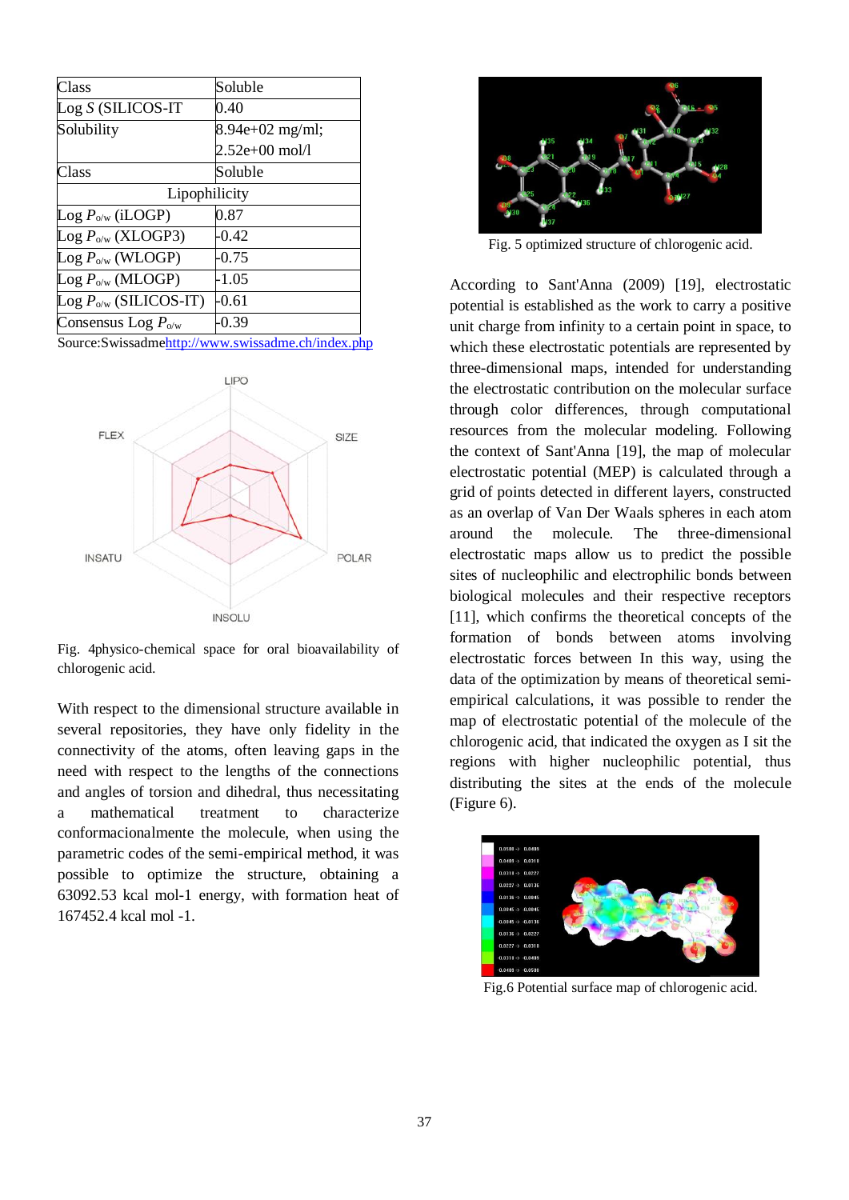| Class | Soluble |
|---|---|
| Log *S* (SILICOS-IT | 0.40 |
| Solubility | 8.94e+02 mg/ml; 2.52e+00 mol/l |
| Class | Soluble |
| Lipophilicity | |
| Log $P_{o/w}$ (iLOGP) | 0.87 |
| Log $P_{o/w}$ (XLOGP3) | -0.42 |
| Log $P_{o/w}$ (WLOGP) | -0.75 |
| Log $P_{o/w}$ (MLOGP) | -1.05 |
| Log $P_{o/w}$ (SILICOS-IT) | -0.61 |
| Consensus Log $P_{o/w}$ | -0.39 |

Source:Swissadme[http://www.swissadme.ch/index.php](http://www.swissadme.ch/index.php)

Fig. 4physico-chemical space for oral bioavailability of chlorogenic acid.

With respect to the dimensional structure available in several repositories, they have only fidelity in the connectivity of the atoms, often leaving gaps in the need with respect to the lengths of the connections and angles of torsion and dihedral, thus necessitating a mathematical treatment to characterize conformacionalmente the molecule, when using the parametric codes of the semi-empirical method, it was possible to optimize the structure, obtaining a 63092.53 kcal mol-1 energy, with formation heat of 167452.4 kcal mol -1.

Fig. 5 optimized structure of chlorogenic acid.

According to Sant'Anna (2009) [19], electrostatic potential is established as the work to carry a positive unit charge from infinity to a certain point in space, to which these electrostatic potentials are represented by three-dimensional maps, intended for understanding the electrostatic contribution on the molecular surface through color differences, through computational resources from the molecular modeling. Following the context of Sant'Anna [19], the map of molecular electrostatic potential (MEP) is calculated through a grid of points detected in different layers, constructed as an overlap of Van Der Waals spheres in each atom around the molecule. The three-dimensional electrostatic maps allow us to predict the possible sites of nucleophilic and electrophilic bonds between biological molecules and their respective receptors [11], which confirms the theoretical concepts of the formation of bonds between atoms involving electrostatic forces between In this way, using the data of the optimization by means of theoretical semi-empirical calculations, it was possible to render the map of electrostatic potential of the molecule of the chlorogenic acid, that indicated the oxygen as I sit the regions with higher nucleophilic potential, thus distributing the sites at the ends of the molecule (Figure 6).

Fig.6 Potential surface map of chlorogenic acid.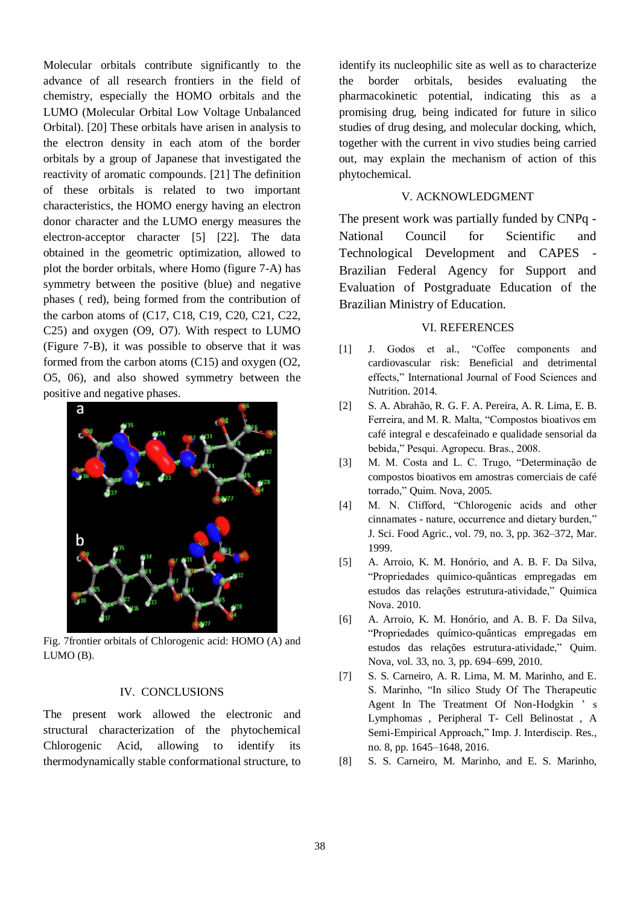Molecular orbitals contribute significantly to the advance of all research frontiers in the field of chemistry, especially the HOMO orbitals and the LUMO (Molecular Orbital Low Voltage Unbalanced Orbital). [20] These orbitals have arisen in analysis to the electron density in each atom of the border orbitals by a group of Japanese that investigated the reactivity of aromatic compounds. [21] The definition of these orbitals is related to two important characteristics, the HOMO energy having an electron donor character and the LUMO energy measures the electron-acceptor character [5] [22]. The data obtained in the geometric optimization, allowed to plot the border orbitals, where Homo (figure 7-A) has symmetry between the positive (blue) and negative phases ( red), being formed from the contribution of the carbon atoms of (C17, C18, C19, C20, C21, C22, C25) and oxygen (O9, O7). With respect to LUMO (Figure 7-B), it was possible to observe that it was formed from the carbon atoms (C15) and oxygen (O2, O5, 06), and also showed symmetry between the positive and negative phases.

Fig. 7frontier orbitals of Chlorogenic acid: HOMO (A) and LUMO (B).

## IV. CONCLUSIONS

The present work allowed the electronic and structural characterization of the phytochemical Chlorogenic Acid, allowing to identify its thermodynamically stable conformational structure, to identify its nucleophilic site as well as to characterize the border orbitals, besides evaluating the pharmacokinetic potential, indicating this as a promising drug, being indicated for future in silico studies of drug desing, and molecular docking, which, together with the current in vivo studies being carried out, may explain the mechanism of action of this phytochemical.

## V. ACKNOWLEDGMENT

The present work was partially funded by CNPq - National Council for Scientific and Technological Development and CAPES - Brazilian Federal Agency for Support and Evaluation of Postgraduate Education of the Brazilian Ministry of Education.

## VI. REFERENCES

[1] J. Godos et al., "Coffee components and cardiovascular risk: Beneficial and detrimental effects," International Journal of Food Sciences and Nutrition. 2014.

[2] S. A. Abrahão, R. G. F. A. Pereira, A. R. Lima, E. B. Ferreira, and M. R. Malta, "Compostos bioativos em café integral e descafeinado e qualidade sensorial da bebida," Pesqui. Agropecu. Bras., 2008.

[3] M. M. Costa and L. C. Trugo, "Determinação de compostos bioativos em amostras comerciais de café torrado," Quim. Nova, 2005.

[4] M. N. Clifford, "Chlorogenic acids and other cinnamates - nature, occurrence and dietary burden," J. Sci. Food Agric., vol. 79, no. 3, pp. 362–372, Mar. 1999.

[5] A. Arroio, K. M. Honório, and A. B. F. Da Silva, "Propriedades químico-quânticas empregadas em estudos das relações estrutura-atividade," Quimica Nova. 2010.

[6] A. Arroio, K. M. Honório, and A. B. F. Da Silva, "Propriedades químico-quânticas empregadas em estudos das relações estrutura-atividade," Quim. Nova, vol. 33, no. 3, pp. 694–699, 2010.

[7] S. S. Carneiro, A. R. Lima, M. M. Marinho, and E. S. Marinho, "In silico Study Of The Therapeutic Agent In The Treatment Of Non-Hodgkin ' s Lymphomas , Peripheral T- Cell Belinostat , A Semi-Empirical Approach," Imp. J. Interdiscip. Res., no. 8, pp. 1645–1648, 2016.

[8] S. S. Carneiro, M. Marinho, and E. S. Marinho,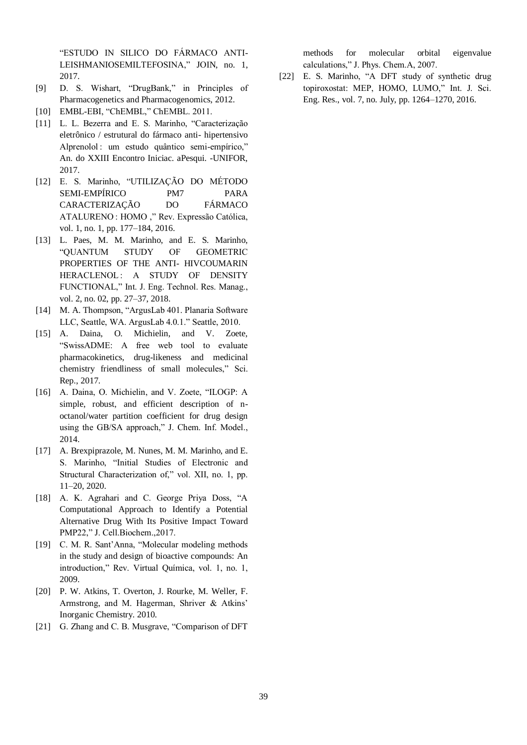"ESTUDO IN SILICO DO FÁRMACO ANTI-LEISHMANIOSEMILTEFOSINA," JOIN, no. 1, 2017.

[9] D. S. Wishart, "DrugBank," in Principles of Pharmacogenetics and Pharmacogenomics, 2012.

[10] EMBL-EBI, "ChEMBL," ChEMBL. 2011.

[11] L. L. Bezerra and E. S. Marinho, "Caracterização eletrônico / estrutural do fármaco anti- hipertensivo Alprenolol : um estudo quântico semi-empírico," An. do XXIII Encontro Iniciac. aPesqui. -UNIFOR, 2017.

[12] E. S. Marinho, "UTILIZAÇÃO DO MÉTODO SEMI-EMPÍRICO PM7 PARA CARACTERIZAÇÃO DO FÁRMACO ATALURENO : HOMO ," Rev. Expressão Católica, vol. 1, no. 1, pp. 177–184, 2016.

[13] L. Paes, M. M. Marinho, and E. S. Marinho, "QUANTUM STUDY OF GEOMETRIC PROPERTIES OF THE ANTI- HIVCOUMARIN HERACLENOL : A STUDY OF DENSITY FUNCTIONAL," Int. J. Eng. Technol. Res. Manag., vol. 2, no. 02, pp. 27–37, 2018.

[14] M. A. Thompson, "ArgusLab 401. Planaria Software LLC, Seattle, WA. ArgusLab 4.0.1." Seattle, 2010.

[15] A. Daina, O. Michielin, and V. Zoete, "SwissADME: A free web tool to evaluate pharmacokinetics, drug-likeness and medicinal chemistry friendliness of small molecules," Sci. Rep., 2017.

[16] A. Daina, O. Michielin, and V. Zoete, "ILOGP: A simple, robust, and efficient description of n-octanol/water partition coefficient for drug design using the GB/SA approach," J. Chem. Inf. Model., 2014.

[17] A. Brexpiprazole, M. Nunes, M. M. Marinho, and E. S. Marinho, "Initial Studies of Electronic and Structural Characterization of," vol. XII, no. 1, pp. 11–20, 2020.

[18] A. K. Agrahari and C. George Priya Doss, "A Computational Approach to Identify a Potential Alternative Drug With Its Positive Impact Toward PMP22," J. Cell.Biochem.,2017.

[19] C. M. R. Sant'Anna, "Molecular modeling methods in the study and design of bioactive compounds: An introduction," Rev. Virtual Química, vol. 1, no. 1, 2009.

[20] P. W. Atkins, T. Overton, J. Rourke, M. Weller, F. Armstrong, and M. Hagerman, Shriver & Atkins' Inorganic Chemistry. 2010.

[21] G. Zhang and C. B. Musgrave, "Comparison of DFT methods for molecular orbital eigenvalue calculations," J. Phys. Chem.A, 2007.

[22] E. S. Marinho, "A DFT study of synthetic drug topiroxostat: MEP, HOMO, LUMO," Int. J. Sci. Eng. Res., vol. 7, no. July, pp. 1264–1270, 2016.